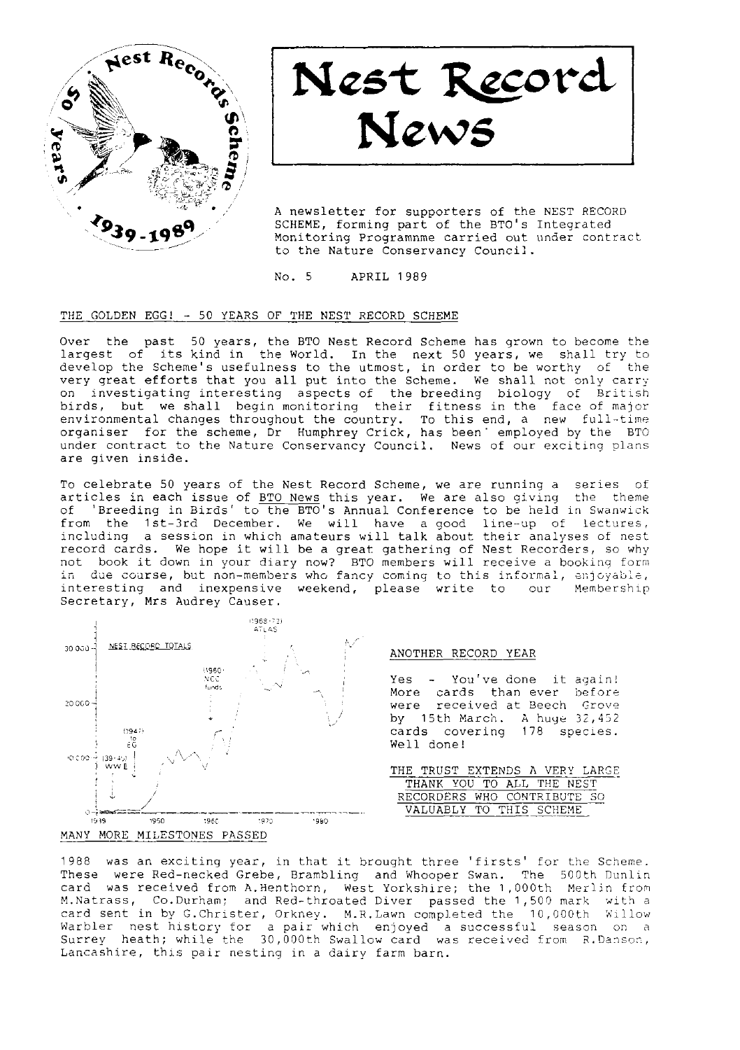# Nest Record News

A newsletter for supporters of the NEST RECORD SCHEME, forming part of the BTO's Integrated Monitoring Programnme carried out under contract to the Nature Conservancy Council.

No. 5 APRIL 1989

## THE GOLDEN EGG! - 50 YEARS OF THE NEST RECORD SCHEME

Over the past 50 years, the BTO Nest Record Scheme has grown to become the largest of its kind in the World. In the next 50 years, we shall try to develop the Scheme's usefulness to the utmost, in order to be worthy of the very great efforts that you all put into the Scheme. We shall not only carry on investigating interesting aspects of the breeding biology of British birds, but we shall begin monitoring their fitness in the face of major environmental changes throughout the country. To this end, a new full-time organiser for the scheme, Dr Humphrey Crick, has been employed by the BTO under contract to the Nature Conservancy Council. News of our exciting plans are given inside.

To celebrate 50 years of the Nest Record Scheme, we are running a series of articles in each issue of BTO News this year. We are also giving the theme of 'Breeding in Birds' to the BTO's Annual Conference to be held in Swanwick from the 1st-3rd December. We will have a good line-up of lectures, including a session in which amateurs will talk about their analyses of nest record cards. We hope it will be a great gathering of Nest Recorders, so why not book it down in your diary now? BTO members will receive a booking form in due course, but non-members who fancy coming to this informal, enjoyable, interesting and inexpensive weekend, please write to our Membership Secretary, Mrs Audrey Causer.

## ANOTHER RECORD YEAR

Yes - You've done it again! More cards than ever before were received at Beech Grove by 15th March. A huge 32,452 cards covering 178 species. Well done!

THE TRUST EXTENDS A VERY LARGE THANK YOU TO ALL THE NEST RECORDERS WHO CONTRIBUTE SO VALUABLY TO THIS SCHEME

## MANY MORE MILESTONES PASSED

1988 was an exciting year, in that it brought three 'firsts' for the Scheme. These were Red-necked Grebe, Brambling and Whooper Swan. The 500th Dunlin card was received from A.Henthorn, West Yorkshire; the 1,000th Merlin from M.Natrass, Co.Durham; and Red-throated Diver passed the 1,500 mark with a card sent in by G.Christer, Orkney. M.R.Lawn completed the 10,000th Willow Warbler nest history for a pair which enjoyed a successful season on a Surrey heath; while the 30,000th Swallow card was received from R.Danson, Lancashire, this pair nesting in a dairy farm barn.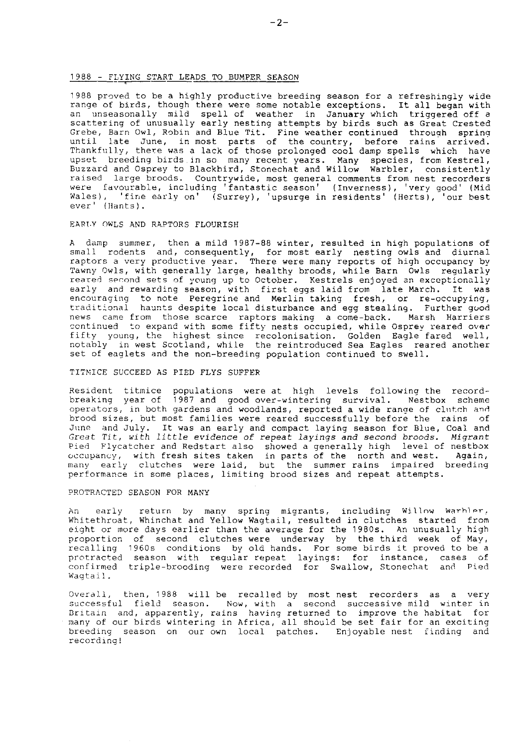## 1988 - FLYING START LEADS TO BUMPER SEASON

1988 proved to be a highly productive breeding season for a refreshingly wide range of birds, though there were some notable exceptions. It all began with an unseasonally mild spell of weather in January which triggered off a scattering of unusually early nesting attempts by birds such as Great Crested Grebe, Barn Owl, Robin and Blue Tit. Fine weather continued through spring until late June, in most parts of the country, before rains arrived. Thankfully, there was a lack of those prolonged cool damp spells which have upset breeding birds in so many recent years. Many species, from Kestrel, Buzzard and Osprey to Blackbird, Stonechat and Willow Warbler, consistently raised large broods. Countrywide, most general comments from nest recorders were favourable, including 'fantastic season' (Inverness), 'very good' (Mid Wales), 'fine early on' (Surrey), 'upsurge in residents' (Herts), 'our best ever' (Hants).

## EARLY OWLS AND RAPTORS FLOURISH

A damp summer, then a mild 1987-88 winter, resulted in high populations of small rodents and, consequently, for most early nesting owls and diurnal raptors a very productive year. There were many reports of high occupancy by Tawny Owls, with generally large, healthy broods, while Barn Owls regularly reared second sets of young up to October. Kestrels enjoyed an exceptionally early and rewarding season, with first eggs laid from late March. It was encouraging to note Peregrine and Merlin taking fresh, or re-occupying, traditional haunts despite local disturbance and egg stealing. Further good news came from those scarce raptors making a come-back. Marsh Harriers continued to expand with some fifty nests occupied, while Osprey reared over fifty young, the highest since recolonisation. Golden Eagle fared well, notably in west Scotland, while the reintroduced Sea Eagles reared another set of eaglets and the non-breeding population continued to swell.

## TITMICE SUCCEED AS PIED FLYS SUFFER

Resident titmice populations were at high levels following the record-breaking year of 1987 and good over-wintering survival. Nestbox scheme operators, in both gardens and woodlands, reported a wide range of clutch and brood sizes, but most families were reared successfully before the rains of June and July. It was an early and compact laying season for Blue, Coal and Great Tit, with little evidence of repeat layings and second broods. Migrant Pied Flycatcher and Redstart also showed a generally high level of nestbox occupancy, with fresh sites taken in parts of the north and west. Again, many early clutches were laid, but the summer rains impaired breeding performance in some places, limiting brood sizes and repeat attempts.

## PROTRACTED SEASON FOR MANY

An early return by many spring migrants, including Willow Warbler, Whitethroat, Whinchat and Yellow Wagtail, resulted in clutches started from eight or more days earlier than the average for the 1980s. An unusually high proportion of second clutches were underway by the third week of May, recalling 1960s conditions by old hands. For some birds it proved to be a protracted season with regular repeat layings: for instance, cases of confirmed triple-brooding were recorded for Swallow, Stonechat and Pied Wagtail.

Overall, then, 1988 will be recalled by most nest recorders as a very successful field season. Now, with a second successive mild winter in Britain and, apparently, rains having returned to improve the habitat for many of our birds wintering in Africa, all should be set fair for an exciting breeding season on our own local patches. Enjoyable nest finding and recording!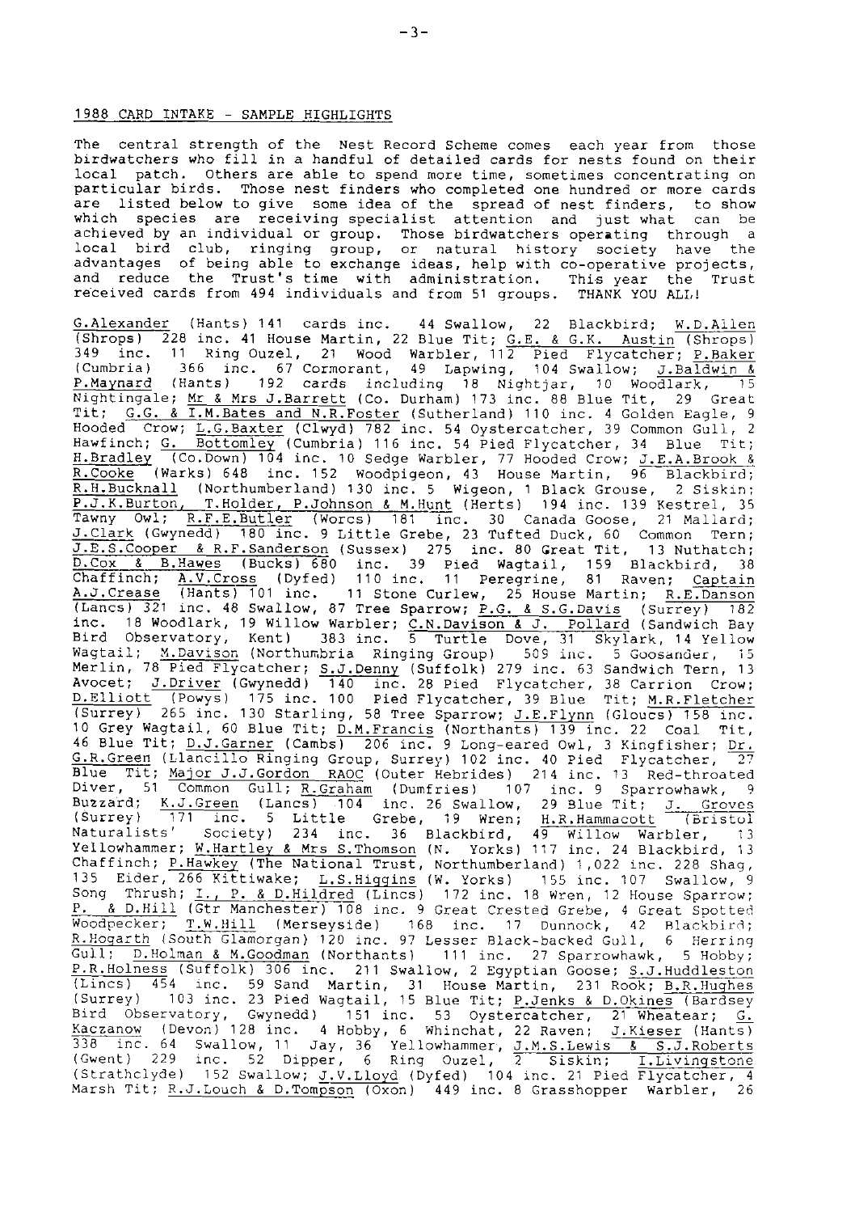## 1988 CARD INTAKE - SAMPLE HIGHLIGHTS

The central strength of the Nest Record Scheme comes each year from those birdwatchers who fill in a handful of detailed cards for nests found on their local patch. Others are able to spend more time, sometimes concentrating on particular birds. Those nest finders who completed one hundred or more cards are listed below to give some idea of the spread of nest finders, to show which species are receiving specialist attention and just what can be achieved by an individual or group. Those birdwatchers operating through a local bird club, ringing group, or natural history society have the advantages of being able to exchange ideas, help with co-operative projects, and reduce the Trust's time with administration. This year the Trust received cards from 494 individuals and from 51 groups. THANK YOU ALL!

G.Alexander (Hants) 141 cards inc. 44 Swallow, 22 Blackbird; W.D.Allen (Shrops) 228 inc. 41 House Martin, 22 Blue Tit; G.E. & G.K. Austin (Shrops) 349 inc. 11 Ring Ouzel, 21 Wood Warbler, 112 Pied Flycatcher; P.Baker (Cumbria) 366 inc. 67 Cormorant, 49 Lapwing, 104 Swallow; J.Baldwin & P.Maynard (Hants) 192 cards including 18 Nightjar, 10 Woodlark, 15 Nightingale; Mr & Mrs J.Barrett (Co. Durham) 173 inc. 88 Blue Tit, 29 Great Tit; G.G. & I.M.Bates and N.R.Foster (Sutherland) 110 inc. 4 Golden Eagle, 9 Hooded Crow; L.G.Baxter (Clwyd) 782 inc. 54 Oystercatcher, 39 Common Gull, 2 Hawfinch; G. Bottomley (Cumbria) 116 inc. 54 Pied Flycatcher, 34 Blue Tit; H.Bradley (Co.Down) 104 inc. 10 Sedge Warbler, 77 Hooded Crow; J.E.A.Brook & R.Cooke (Warks) 648 inc. 152 Woodpigeon, 43 House Martin, 96 Blackbird; R.H.Bucknall (Northumberland) 130 inc. 5 Wigeon, 1 Black Grouse, 2 Siskin; P.J.K.Burton, T.Holder, P.Johnson & M.Hunt (Herts) 194 inc. 139 Kestrel, 35 Tawny Owl; R.F.E.Butler (Worcs) 181 inc. 30 Canada Goose, 21 Mallard; J.Clark (Gwynedd) 180 inc. 9 Little Grebe, 23 Tufted Duck, 60 Common Tern; J.E.S.Cooper & R.F.Sanderson (Sussex) 275 inc. 80 Great Tit, 13 Nuthatch; D.Cox & B.Hawes (Bucks) 680 inc. 39 Pied Wagtail, 159 Blackbird, 38 Chaffinch; A.V.Cross (Dyfed) 110 inc. 11 Peregrine, 81 Raven; Captain A.J.Crease (Hants) 101 inc. 11 Stone Curlew, 25 House Martin; R.E.Danson (Lancs) 321 inc. 48 Swallow, 87 Tree Sparrow; P.G. & S.G.Davis (Surrey) 182 inc. 18 Woodlark, 19 Willow Warbler; C.N.Davison & J. Pollard (Sandwich Bay Bird Observatory, Kent) 383 inc. 5 Turtle Dove, 31 Skylark, 14 Yellow Wagtail; M.Davison (Northumbria Ringing Group) 509 inc. 5 Goosander, 15 Merlin, 78 Pied Flycatcher; S.J.Denny (Suffolk) 279 inc. 63 Sandwich Tern, 13 Avocet; J.Driver (Gwynedd) 140 inc. 28 Pied Flycatcher, 38 Carrion Crow; D.Elliott (Powys) 175 inc. 100 Pied Flycatcher, 39 Blue Tit; M.R.Fletcher (Surrey) 265 inc. 130 Starling, 58 Tree Sparrow; J.E.Flynn (Gloucs) 158 inc. 10 Grey Wagtail, 60 Blue Tit; D.M.Francis (Northants) 139 inc. 22 Coal Tit, 46 Blue Tit; D.J.Garner (Cambs) 206 inc. 9 Long-eared Owl, 3 Kingfisher; Dr. G.R.Green (Llancillo Ringing Group, Surrey) 102 inc. 40 Pied Flycatcher, 27 Blue Tit; Major J.J.Gordon RAOC (Outer Hebrides) 214 inc. 13 Red-throated Diver, 51 Common Gull; R.Graham (Dumfries) 107 inc. 9 Sparrowhawk, 9 Buzzard; K.J.Green (Lancs) 104 inc. 26 Swallow, 29 Blue Tit; J. Groves (Surrey) 171 inc. 5 Little Grebe, 19 Wren; H.R.Hammacott (Bristol Naturalists' Society) 234 inc. 36 Blackbird, 49 Willow Warbler, 13 Yellowhammer; W.Hartley & Mrs S.Thomson (N. Yorks) 117 inc. 24 Blackbird, 13 Chaffinch; P.Hawkey (The National Trust, Northumberland) 1,022 inc. 228 Shag, 135 Eider, 266 Kittiwake; L.S.Higgins (W. Yorks) 155 inc. 107 Swallow, 9 Song Thrush; I., P. & D.Hildred (Lincs) 172 inc. 18 Wren, 12 House Sparrow; P. & D.Hill (Gtr Manchester) 108 inc. 9 Great Crested Grebe, 4 Great Spotted Woodpecker; T.W.Hill (Merseyside) 168 inc. 17 Dunnock, 42 Blackbird; R.Hogarth (South Glamorgan) 120 inc. 97 Lesser Black-backed Gull, 6 Herring Gull; D.Holman & M.Goodman (Northants) 111 inc. 27 Sparrowhawk, 5 Hobby; P.R.Holness (Suffolk) 306 inc. 211 Swallow, 2 Egyptian Goose; S.J.Huddleston (Lincs) 454 inc. 59 Sand Martin, 31 House Martin, 231 Rook; B.R.Hughes (Surrey) 103 inc. 23 Pied Wagtail, 15 Blue Tit; P.Jenks & D.Okines (Bardsey Bird Observatory, Gwynedd) 151 inc. 53 Oystercatcher, 21 Wheatear; G. Kaczanow (Devon) 128 inc. 4 Hobby, 6 Whinchat, 22 Raven; J.Kieser (Hants) 338 inc. 64 Swallow, 11 Jay, 36 Yellowhammer, J.M.S.Lewis & S.J.Roberts (Gwent) 229 inc. 52 Dipper, 6 Ring Ouzel, 2 Siskin; I.Livingstone (Strathclyde) 152 Swallow; J.V.Lloyd (Dyfed) 104 inc. 21 Pied Flycatcher, 4 Marsh Tit; R.J.Louch & D.Tompson (Oxon) 449 inc. 8 Grasshopper Warbler, 26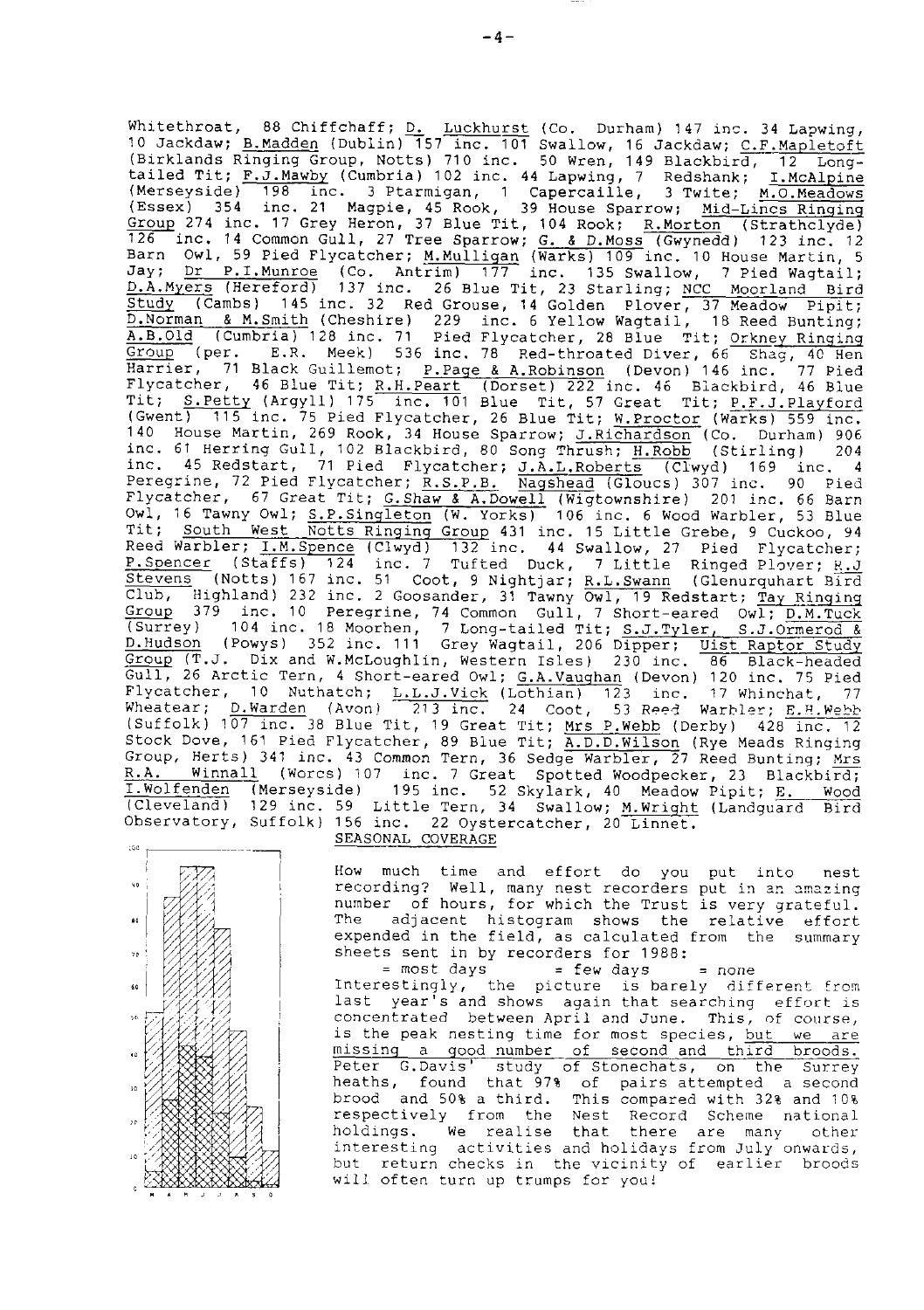Whitethroat, 88 Chiffchaff; D. Luckhurst (Co. Durham) 147 inc. 34 Lapwing, 10 Jackdaw; B.Madden (Dublin) 157 inc. 101 Swallow, 16 Jackdaw; C.F.Mapletoft (Birklands Ringing Group, Notts) 710 inc. 50 Wren, 149 Blackbird, 12 Long-tailed Tit; F.J.Mawby (Cumbria) 102 inc. 44 Lapwing, 7 Redshank; I.McAlpine (Merseyside) 198 inc. 3 Ptarmigan, 1 Capercaille, 3 Twite; M.O.Meadows (Essex) 354 inc. 21 Magpie, 45 Rook, 39 House Sparrow; Mid-Lincs Ringing Group 274 inc. 17 Grey Heron, 37 Blue Tit, 104 Rook; R.Morton (Strathclyde) 126 inc. 14 Common Gull, 27 Tree Sparrow; G. & D.Moss (Gwynedd) 123 inc. 12 Barn Owl, 59 Pied Flycatcher; M.Mulligan (Warks) 109 inc. 10 House Martin, 5 Jay; Dr P.I.Munroe (Co. Antrim) 177 inc. 135 Swallow, 7 Pied Wagtail; D.A.Myers (Hereford) 137 inc. 26 Blue Tit, 23 Starling; NCC Moorland Bird Study (Cambs) 145 inc. 32 Red Grouse, 14 Golden Plover, 37 Meadow Pipit; D.Norman & M.Smith (Cheshire) 229 inc. 6 Yellow Wagtail, 18 Reed Bunting; A.B.Old (Cumbria) 128 inc. 71 Pied Flycatcher, 28 Blue Tit; Orkney Ringing Group (per. E.R. Meek) 536 inc. 78 Red-throated Diver, 66 Shag, 40 Hen Harrier, 71 Black Guillemot; P.Page & A.Robinson (Devon) 146 inc. 77 Pied Flycatcher, 46 Blue Tit; R.H.Peart (Dorset) 222 inc. 46 Blackbird, 46 Blue Tit; S.Petty (Argyll) 175 inc. 101 Blue Tit, 57 Great Tit; P.F.J.Playford (Gwent) 115 inc. 75 Pied Flycatcher, 26 Blue Tit; W.Proctor (Warks) 559 inc. 140 House Martin, 269 Rook, 34 House Sparrow; J.Richardson (Co. Durham) 906 inc. 61 Herring Gull, 102 Blackbird, 80 Song Thrush; H.Robb (Stirling) 204 inc. 45 Redstart, 71 Pied Flycatcher; J.A.L.Roberts (Clwyd) 169 inc. 4 Peregrine, 72 Pied Flycatcher; R.S.P.B. Nagshead (Gloucs) 307 inc. 90 Pied Flycatcher, 67 Great Tit; G.Shaw & A.Dowell (Wigtownshire) 201 inc. 66 Barn Owl, 16 Tawny Owl; S.P.Singleton (W. Yorks) 106 inc. 6 Wood Warbler, 53 Blue Tit; South West Notts Ringing Group 431 inc. 15 Little Grebe, 9 Cuckoo, 94 Reed Warbler; I.M.Spence (Clwyd) 132 inc. 44 Swallow, 27 Pied Flycatcher; P.Spencer (Staffs) 124 inc. 7 Tufted Duck, 7 Little Ringed Plover; R.J Stevens (Notts) 167 inc. 51 Coot, 9 Nightjar; R.L.Swann (Glenurquhart Bird Club, Highland) 232 inc. 2 Goosander, 31 Tawny Owl, 19 Redstart; Tay Ringing Group 379 inc. 10 Peregrine, 74 Common Gull, 7 Short-eared Owl; D.M.Tuck (Surrey) 104 inc. 18 Moorhen, 7 Long-tailed Tit; S.J.Tyler, S.J.Ormerod & D.Hudson (Powys) 352 inc. 111 Grey Wagtail, 206 Dipper; Uist Raptor Study Group (T.J. Dix and W.McLoughlin, Western Isles) 230 inc. 86 Black-headed Gull, 26 Arctic Tern, 4 Short-eared Owl; G.A.Vaughan (Devon) 120 inc. 75 Pied Flycatcher, 10 Nuthatch; L.L.J.Vick (Lothian) 123 inc. 17 Whinchat, 77 Wheatear; D.Warden (Avon) 213 inc. 24 Coot, 53 Reed Warbler; E.H.Webb (Suffolk) 107 inc. 38 Blue Tit, 19 Great Tit; Mrs P.Webb (Derby) 428 inc. 12 Stock Dove, 161 Pied Flycatcher, 89 Blue Tit; A.D.D.Wilson (Rye Meads Ringing Group, Herts) 341 inc. 43 Common Tern, 36 Sedge Warbler, 27 Reed Bunting; Mrs R.A. Winnall (Worcs) 107 inc. 7 Great Spotted Woodpecker, 23 Blackbird; I.Wolfenden (Merseyside) 195 inc. 52 Skylark, 40 Meadow Pipit; E. Wood (Cleveland) 129 inc. 59 Little Tern, 34 Swallow; M.Wright (Landguard Bird Observatory, Suffolk) 156 inc. 22 Oystercatcher, 20 Linnet.

## SEASONAL COVERAGE

How much time and effort do you put into nest recording? Well, many nest recorders put in an amazing number of hours, for which the Trust is very grateful. The adjacent histogram shows the relative effort expended in the field, as calculated from the summary sheets sent in by recorders for 1988:

= most days = few days = none

Interestingly, the picture is barely different from last year's and shows again that searching effort is concentrated between April and June. This, of course, is the peak nesting time for most species, but we are missing a good number of second and third broods. Peter G.Davis' study of Stonechats, on the Surrey heaths, found that 97% of pairs attempted a second brood and 50% a third. This compared with 32% and 10% respectively from the Nest Record Scheme national holdings. We realise that there are many other interesting activities and holidays from July onwards, but return checks in the vicinity of earlier broods will often turn up trumps for you!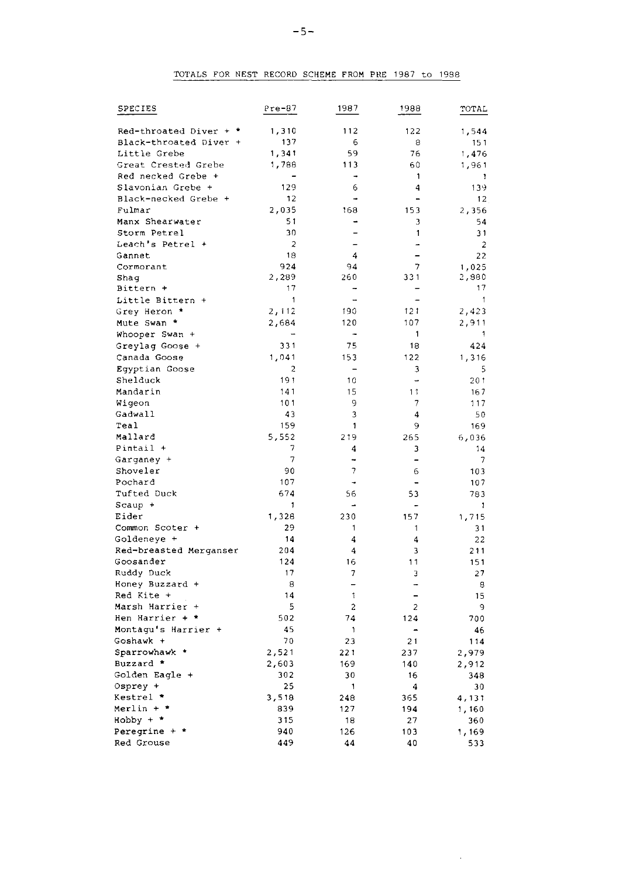TOTALS FOR NEST RECORD SCHEME FROM PRE 1987 to 1988

| SPECIES | Pre-87 | 1987 | 1988 | TOTAL |
|---|---|---|---|---|
| Red-throated Diver + * | 1,310 | 112 | 122 | 1,544 |
| Black-throated Diver + | 137 | 6 | 8 | 151 |
| Little Grebe | 1,341 | 59 | 76 | 1,476 |
| Great Crested Grebe | 1,788 | 113 | 60 | 1,961 |
| Red necked Grebe + | - | - | 1 | 1 |
| Slavonian Grebe + | 129 | 6 | 4 | 139 |
| Black-necked Grebe + | 12 | - | - | 12 |
| Fulmar | 2,035 | 168 | 153 | 2,356 |
| Manx Shearwater | 51 | - | 3 | 54 |
| Storm Petrel | 30 | - | 1 | 31 |
| Leach's Petrel + | 2 | - | - | 2 |
| Gannet | 18 | 4 | - | 22 |
| Cormorant | 924 | 94 | 7 | 1,025 |
| Shag | 2,289 | 260 | 331 | 2,880 |
| Bittern + | 17 | - | - | 17 |
| Little Bittern + | 1 | - | - | 1 |
| Grey Heron * | 2,112 | 190 | 121 | 2,423 |
| Mute Swan * | 2,684 | 120 | 107 | 2,911 |
| Whooper Swan + | - | - | 1 | 1 |
| Greylag Goose + | 331 | 75 | 18 | 424 |
| Canada Goose | 1,041 | 153 | 122 | 1,316 |
| Egyptian Goose | 2 | - | 3 | 5 |
| Shelduck | 191 | 10 | - | 201 |
| Mandarin | 141 | 15 | 11 | 167 |
| Wigeon | 101 | 9 | 7 | 117 |
| Gadwall | 43 | 3 | 4 | 50 |
| Teal | 159 | 1 | 9 | 169 |
| Mallard | 5,552 | 219 | 265 | 6,036 |
| Pintail + | 7 | 4 | 3 | 14 |
| Garganey + | 7 | - | - | 7 |
| Shoveler | 90 | 7 | 6 | 103 |
| Pochard | 107 | - | - | 107 |
| Tufted Duck | 674 | 56 | 53 | 783 |
| Scaup + | 1 | - | - | 1 |
| Eider | 1,328 | 230 | 157 | 1,715 |
| Common Scoter + | 29 | 1 | 1 | 31 |
| Goldeneye + | 14 | 4 | 4 | 22 |
| Red-breasted Merganser | 204 | 4 | 3 | 211 |
| Goosander | 124 | 16 | 11 | 151 |
| Ruddy Duck | 17 | 7 | 3 | 27 |
| Honey Buzzard + | 8 | - | - | 8 |
| Red Kite + | 14 | 1 | - | 15 |
| Marsh Harrier + | 5 | 2 | 2 | 9 |
| Hen Harrier + * | 502 | 74 | 124 | 700 |
| Montagu's Harrier + | 45 | 1 | - | 46 |
| Goshawk + | 70 | 23 | 21 | 114 |
| Sparrowhawk * | 2,521 | 221 | 237 | 2,979 |
| Buzzard * | 2,603 | 169 | 140 | 2,912 |
| Golden Eagle + | 302 | 30 | 16 | 348 |
| Osprey + | 25 | 1 | 4 | 30 |
| Kestrel * | 3,518 | 248 | 365 | 4,131 |
| Merlin + * | 839 | 127 | 194 | 1,160 |
| Hobby + * | 315 | 18 | 27 | 360 |
| Peregrine + * | 940 | 126 | 103 | 1,169 |
| Red Grouse | 449 | 44 | 40 | 533 |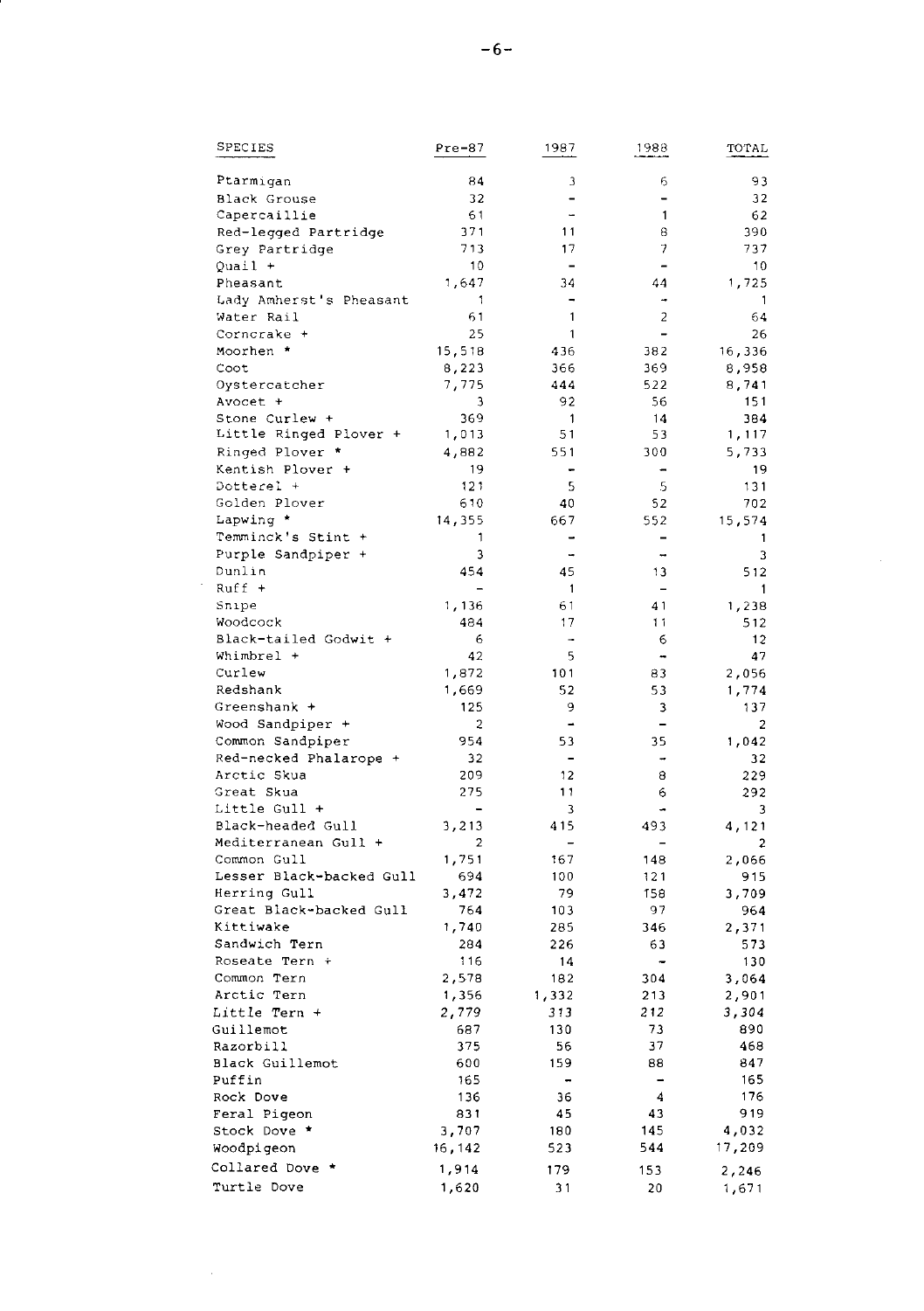| SPECIES | Pre-87 | 1987 | 1988 | TOTAL |
|---|---|---|---|---|
| Ptarmigan | 84 | 3 | 6 | 93 |
| Black Grouse | 32 | - | - | 32 |
| Capercaillie | 61 | - | 1 | 62 |
| Red-legged Partridge | 371 | 11 | 8 | 390 |
| Grey Partridge | 713 | 17 | 7 | 737 |
| Quail + | 10 | - | - | 10 |
| Pheasant | 1,647 | 34 | 44 | 1,725 |
| Lady Amherst's Pheasant | 1 | - | - | 1 |
| Water Rail | 61 | 1 | 2 | 64 |
| Corncrake + | 25 | 1 | - | 26 |
| Moorhen * | 15,518 | 436 | 382 | 16,336 |
| Coot | 8,223 | 366 | 369 | 8,958 |
| Oystercatcher | 7,775 | 444 | 522 | 8,741 |
| Avocet + | 3 | 92 | 56 | 151 |
| Stone Curlew + | 369 | 1 | 14 | 384 |
| Little Ringed Plover + | 1,013 | 51 | 53 | 1,117 |
| Ringed Plover * | 4,882 | 551 | 300 | 5,733 |
| Kentish Plover + | 19 | - | - | 19 |
| Dotterel + | 121 | 5 | 5 | 131 |
| Golden Plover | 610 | 40 | 52 | 702 |
| Lapwing * | 14,355 | 667 | 552 | 15,574 |
| Temminck's Stint + | 1 | - | - | 1 |
| Purple Sandpiper + | 3 | - | - | 3 |
| Dunlin | 454 | 45 | 13 | 512 |
| Ruff + | - | 1 | - | 1 |
| Snipe | 1,136 | 61 | 41 | 1,238 |
| Woodcock | 484 | 17 | 11 | 512 |
| Black-tailed Godwit + | 6 | - | 6 | 12 |
| Whimbrel + | 42 | 5 | - | 47 |
| Curlew | 1,872 | 101 | 83 | 2,056 |
| Redshank | 1,669 | 52 | 53 | 1,774 |
| Greenshank + | 125 | 9 | 3 | 137 |
| Wood Sandpiper + | 2 | - | - | 2 |
| Common Sandpiper | 954 | 53 | 35 | 1,042 |
| Red-necked Phalarope + | 32 | - | - | 32 |
| Arctic Skua | 209 | 12 | 8 | 229 |
| Great Skua | 275 | 11 | 6 | 292 |
| Little Gull + | - | 3 | - | 3 |
| Black-headed Gull | 3,213 | 415 | 493 | 4,121 |
| Mediterranean Gull + | 2 | - | - | 2 |
| Common Gull | 1,751 | 167 | 148 | 2,066 |
| Lesser Black-backed Gull | 694 | 100 | 121 | 915 |
| Herring Gull | 3,472 | 79 | 158 | 3,709 |
| Great Black-backed Gull | 764 | 103 | 97 | 964 |
| Kittiwake | 1,740 | 285 | 346 | 2,371 |
| Sandwich Tern | 284 | 226 | 63 | 573 |
| Roseate Tern + | 116 | 14 | - | 130 |
| Common Tern | 2,578 | 182 | 304 | 3,064 |
| Arctic Tern | 1,356 | 1,332 | 213 | 2,901 |
| Little Tern + | 2,779 | 313 | 212 | 3,304 |
| Guillemot | 687 | 130 | 73 | 890 |
| Razorbill | 375 | 56 | 37 | 468 |
| Black Guillemot | 600 | 159 | 88 | 847 |
| Puffin | 165 | - | - | 165 |
| Rock Dove | 136 | 36 | 4 | 176 |
| Feral Pigeon | 831 | 45 | 43 | 919 |
| Stock Dove * | 3,707 | 180 | 145 | 4,032 |
| Woodpigeon | 16,142 | 523 | 544 | 17,209 |
| Collared Dove * | 1,914 | 179 | 153 | 2,246 |
| Turtle Dove | 1,620 | 31 | 20 | 1,671 |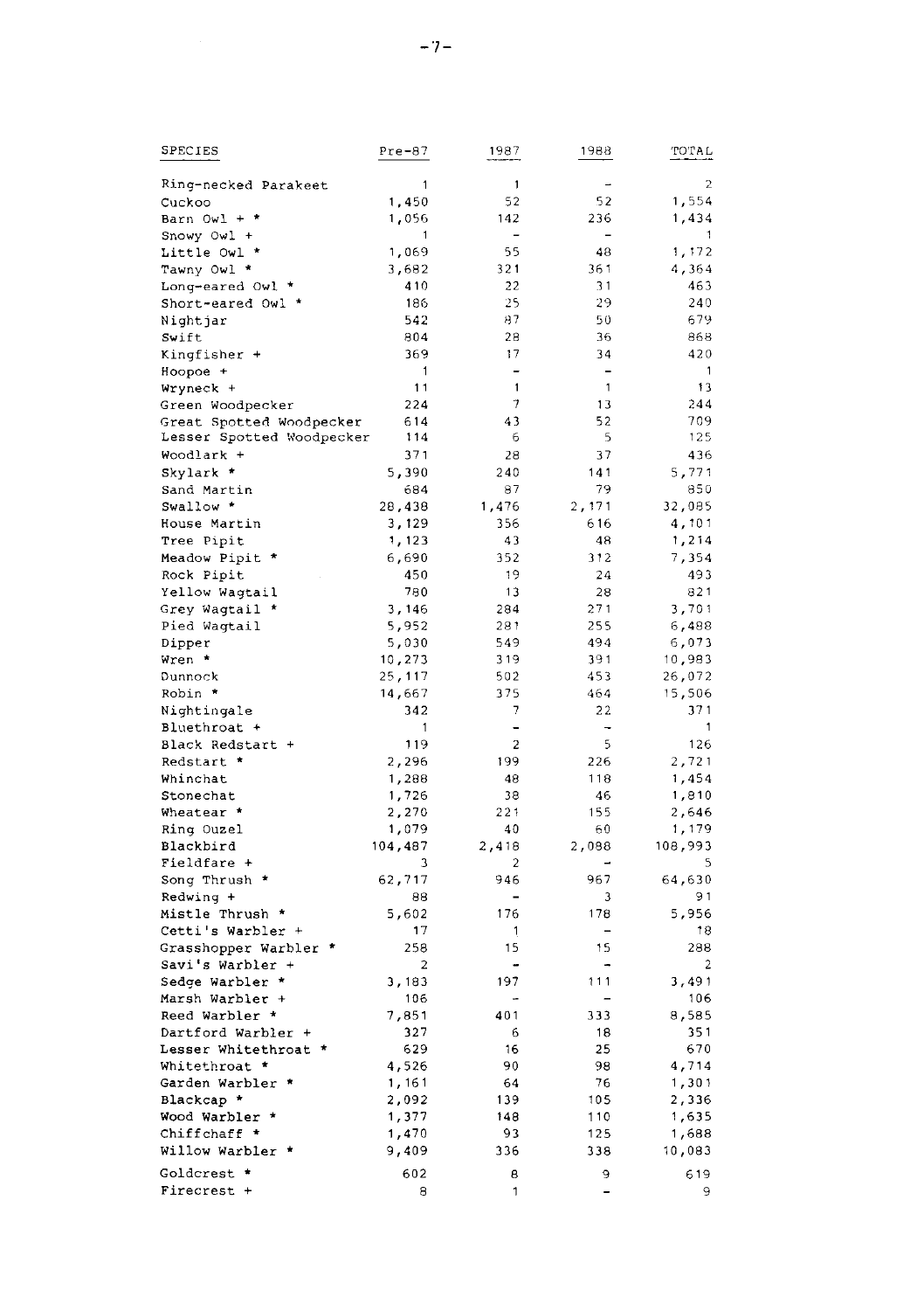| SPECIES | Pre-87 | 1987 | 1988 | TOTAL |
|---|---|---|---|---|
| Ring-necked Parakeet | 1 | 1 | - | 2 |
| Cuckoo | 1,450 | 52 | 52 | 1,554 |
| Barn Owl + * | 1,056 | 142 | 236 | 1,434 |
| Snowy Owl + | 1 | - | - | 1 |
| Little Owl * | 1,069 | 55 | 48 | 1,172 |
| Tawny Owl * | 3,682 | 321 | 361 | 4,364 |
| Long-eared Owl * | 410 | 22 | 31 | 463 |
| Short-eared Owl * | 186 | 25 | 29 | 240 |
| Nightjar | 542 | 87 | 50 | 679 |
| Swift | 804 | 28 | 36 | 868 |
| Kingfisher + | 369 | 17 | 34 | 420 |
| Hoopoe + | 1 | - | - | 1 |
| Wryneck + | 11 | 1 | 1 | 13 |
| Green Woodpecker | 224 | 7 | 13 | 244 |
| Great Spotted Woodpecker | 614 | 43 | 52 | 709 |
| Lesser Spotted Woodpecker | 114 | 6 | 5 | 125 |
| Woodlark + | 371 | 28 | 37 | 436 |
| Skylark * | 5,390 | 240 | 141 | 5,771 |
| Sand Martin | 684 | 87 | 79 | 850 |
| Swallow * | 28,438 | 1,476 | 2,171 | 32,085 |
| House Martin | 3,129 | 356 | 616 | 4,101 |
| Tree Pipit | 1,123 | 43 | 48 | 1,214 |
| Meadow Pipit * | 6,690 | 352 | 312 | 7,354 |
| Rock Pipit | 450 | 19 | 24 | 493 |
| Yellow Wagtail | 780 | 13 | 28 | 821 |
| Grey Wagtail * | 3,146 | 284 | 271 | 3,701 |
| Pied Wagtail | 5,952 | 281 | 255 | 6,488 |
| Dipper | 5,030 | 549 | 494 | 6,073 |
| Wren * | 10,273 | 319 | 391 | 10,983 |
| Dunnock | 25,117 | 502 | 453 | 26,072 |
| Robin * | 14,667 | 375 | 464 | 15,506 |
| Nightingale | 342 | 7 | 22 | 371 |
| Bluethroat + | 1 | - | - | 1 |
| Black Redstart + | 119 | 2 | 5 | 126 |
| Redstart * | 2,296 | 199 | 226 | 2,721 |
| Whinchat | 1,288 | 48 | 118 | 1,454 |
| Stonechat | 1,726 | 38 | 46 | 1,810 |
| Wheatear * | 2,270 | 221 | 155 | 2,646 |
| Ring Ouzel | 1,079 | 40 | 60 | 1,179 |
| Blackbird | 104,487 | 2,418 | 2,088 | 108,993 |
| Fieldfare + | 3 | 2 | - | 5 |
| Song Thrush * | 62,717 | 946 | 967 | 64,630 |
| Redwing + | 88 | - | 3 | 91 |
| Mistle Thrush * | 5,602 | 176 | 178 | 5,956 |
| Cetti's Warbler + | 17 | 1 | - | 18 |
| Grasshopper Warbler * | 258 | 15 | 15 | 288 |
| Savi's Warbler + | 2 | - | - | 2 |
| Sedge Warbler * | 3,183 | 197 | 111 | 3,491 |
| Marsh Warbler + | 106 | - | - | 106 |
| Reed Warbler * | 7,851 | 401 | 333 | 8,585 |
| Dartford Warbler + | 327 | 6 | 18 | 351 |
| Lesser Whitethroat * | 629 | 16 | 25 | 670 |
| Whitethroat * | 4,526 | 90 | 98 | 4,714 |
| Garden Warbler * | 1,161 | 64 | 76 | 1,301 |
| Blackcap * | 2,092 | 139 | 105 | 2,336 |
| Wood Warbler * | 1,377 | 148 | 110 | 1,635 |
| Chiffchaff * | 1,470 | 93 | 125 | 1,688 |
| Willow Warbler * | 9,409 | 336 | 338 | 10,083 |
| Goldcrest * | 602 | 8 | 9 | 619 |
| Firecrest + | 8 | 1 | - | 9 |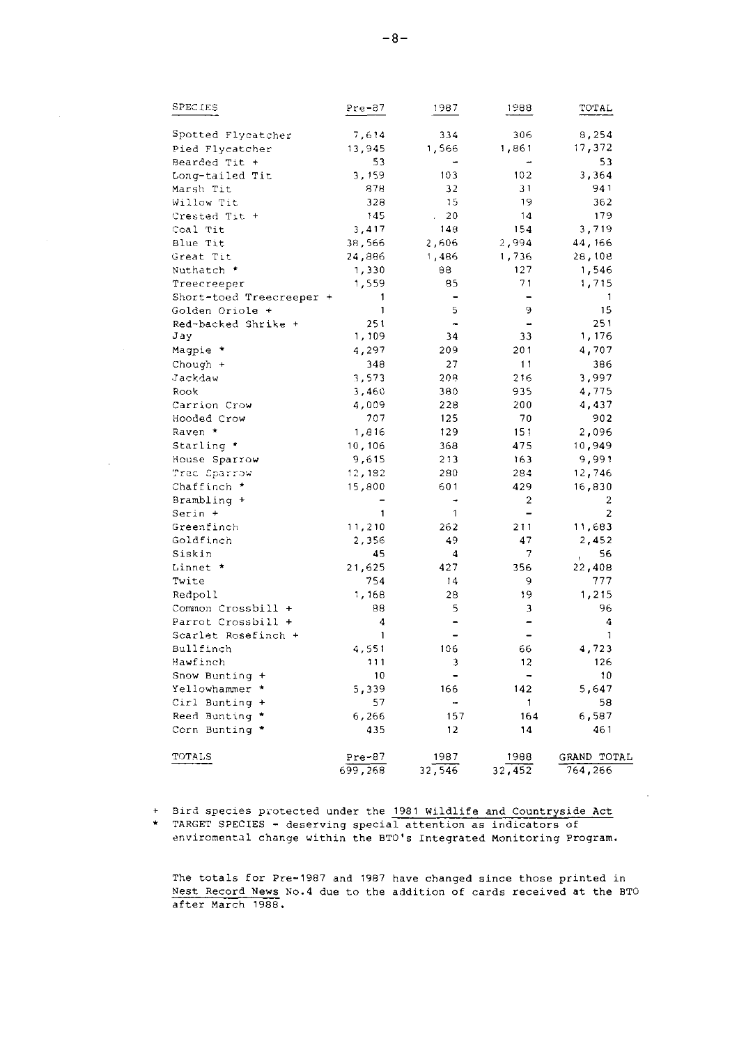| SPECIES | Pre-87 | 1987 | 1988 | TOTAL |
|---|---|---|---|---|
| Spotted Flycatcher | 7,614 | 334 | 306 | 8,254 |
| Pied Flycatcher | 13,945 | 1,566 | 1,861 | 17,372 |
| Bearded Tit + | 53 | - | - | 53 |
| Long-tailed Tit | 3,159 | 103 | 102 | 3,364 |
| Marsh Tit | 878 | 32 | 31 | 941 |
| Willow Tit | 328 | 15 | 19 | 362 |
| Crested Tit + | 145 | 20 | 14 | 179 |
| Coal Tit | 3,417 | 148 | 154 | 3,719 |
| Blue Tit | 38,566 | 2,606 | 2,994 | 44,166 |
| Great Tit | 24,886 | 1,486 | 1,736 | 28,108 |
| Nuthatch * | 1,330 | 88 | 127 | 1,546 |
| Treecreeper | 1,559 | 85 | 71 | 1,715 |
| Short-toed Treecreeper + | 1 | - | - | 1 |
| Golden Oriole + | 1 | 5 | 9 | 15 |
| Red-backed Shrike + | 251 | - | - | 251 |
| Jay | 1,109 | 34 | 33 | 1,176 |
| Magpie * | 4,297 | 209 | 201 | 4,707 |
| Chough + | 348 | 27 | 11 | 386 |
| Jackdaw | 3,573 | 208 | 216 | 3,997 |
| Rook | 3,460 | 380 | 935 | 4,775 |
| Carrion Crow | 4,009 | 228 | 200 | 4,437 |
| Hooded Crow | 707 | 125 | 70 | 902 |
| Raven * | 1,816 | 129 | 151 | 2,096 |
| Starling * | 10,106 | 368 | 475 | 10,949 |
| House Sparrow | 9,615 | 213 | 163 | 9,991 |
| Tree Sparrow | 12,182 | 280 | 284 | 12,746 |
| Chaffinch * | 15,800 | 601 | 429 | 16,830 |
| Brambling + | - | - | 2 | 2 |
| Serin + | 1 | 1 | - | 2 |
| Greenfinch | 11,210 | 262 | 211 | 11,683 |
| Goldfinch | 2,356 | 49 | 47 | 2,452 |
| Siskin | 45 | 4 | 7 | 56 |
| Linnet * | 21,625 | 427 | 356 | 22,408 |
| Twite | 754 | 14 | 9 | 777 |
| Redpoll | 1,168 | 28 | 19 | 1,215 |
| Common Crossbill + | 88 | 5 | 3 | 96 |
| Parrot Crossbill + | 4 | - | - | 4 |
| Scarlet Rosefinch + | 1 | - | - | 1 |
| Bullfinch | 4,551 | 106 | 66 | 4,723 |
| Hawfinch | 111 | 3 | 12 | 126 |
| Snow Bunting + | 10 | - | - | 10 |
| Yellowhammer * | 5,339 | 166 | 142 | 5,647 |
| Cirl Bunting + | 57 | - | 1 | 58 |
| Reed Bunting * | 6,266 | 157 | 164 | 6,587 |
| Corn Bunting * | 435 | 12 | 14 | 461 |
| TOTALS | Pre-87 | 1987 | 1988 | GRAND TOTAL |
| | 699,268 | 32,546 | 32,452 | 764,266 |

\+ Bird species protected under the 1981 Wildlife and Countryside Act

\* TARGET SPECIES - deserving special attention as indicators of enviromental change within the BTO's Integrated Monitoring Program.

The totals for Pre-1987 and 1987 have changed since those printed in Nest Record News No.4 due to the addition of cards received at the BTO after March 1988.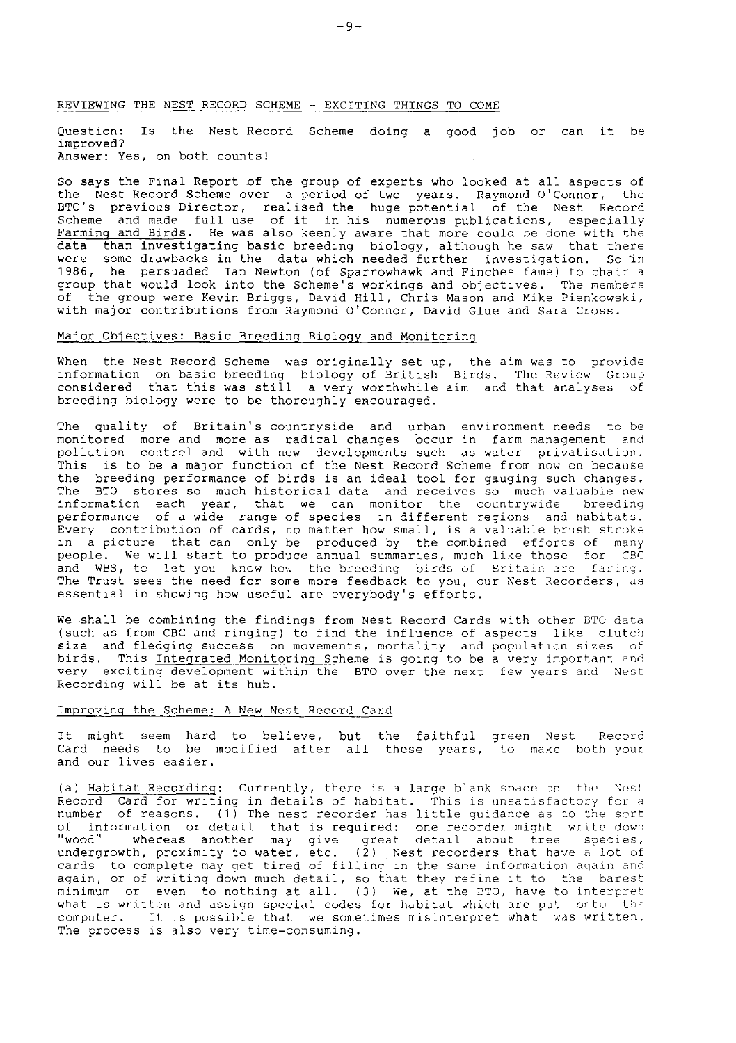## REVIEWING THE NEST RECORD SCHEME - EXCITING THINGS TO COME

Question: Is the Nest Record Scheme doing a good job or can it be improved?
Answer: Yes, on both counts!

So says the Final Report of the group of experts who looked at all aspects of the Nest Record Scheme over a period of two years. Raymond O'Connor, the BTO's previous Director, realised the huge potential of the Nest Record Scheme and made full use of it in his numerous publications, especially Farming and Birds. He was also keenly aware that more could be done with the data than investigating basic breeding biology, although he saw that there were some drawbacks in the data which needed further investigation. So in 1986, he persuaded Ian Newton (of Sparrowhawk and Finches fame) to chair a group that would look into the Scheme's workings and objectives. The members of the group were Kevin Briggs, David Hill, Chris Mason and Mike Pienkowski, with major contributions from Raymond O'Connor, David Glue and Sara Cross.

### Major Objectives: Basic Breeding Biology and Monitoring

When the Nest Record Scheme was originally set up, the aim was to provide information on basic breeding biology of British Birds. The Review Group considered that this was still a very worthwhile aim and that analyses of breeding biology were to be thoroughly encouraged.

The quality of Britain's countryside and urban environment needs to be monitored more and more as radical changes occur in farm management and pollution control and with new developments such as water privatisation. This is to be a major function of the Nest Record Scheme from now on because the breeding performance of birds is an ideal tool for gauging such changes. The BTO stores so much historical data and receives so much valuable new information each year, that we can monitor the countrywide breeding performance of a wide range of species in different regions and habitats. Every contribution of cards, no matter how small, is a valuable brush stroke in a picture that can only be produced by the combined efforts of many people. We will start to produce annual summaries, much like those for CBC and WBS, to let you know how the breeding birds of Britain are faring. The Trust sees the need for some more feedback to you, our Nest Recorders, as essential in showing how useful are everybody's efforts.

We shall be combining the findings from Nest Record Cards with other BTO data (such as from CBC and ringing) to find the influence of aspects like clutch size and fledging success on movements, mortality and population sizes of birds. This Integrated Monitoring Scheme is going to be a very important and very exciting development within the BTO over the next few years and Nest Recording will be at its hub.

### Improving the Scheme: A New Nest Record Card

It might seem hard to believe, but the faithful green Nest Record Card needs to be modified after all these years, to make both your and our lives easier.

(a) Habitat Recording: Currently, there is a large blank space on the Nest Record Card for writing in details of habitat. This is unsatisfactory for a number of reasons. (1) The nest recorder has little guidance as to the sort of information or detail that is required: one recorder might write down "wood" whereas another may give great detail about tree species, undergrowth, proximity to water, etc. (2) Nest recorders that have a lot of cards to complete may get tired of filling in the same information again and again, or of writing down much detail, so that they refine it to the barest minimum or even to nothing at all! (3) We, at the BTO, have to interpret what is written and assign special codes for habitat which are put onto the computer. It is possible that we sometimes misinterpret what was written. The process is also very time-consuming.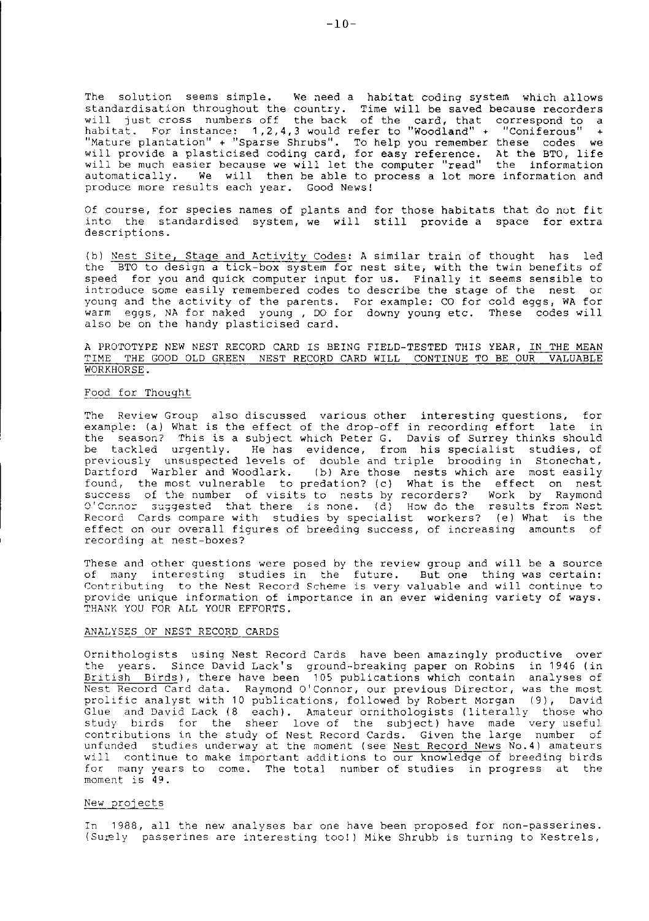The solution seems simple. We need a habitat coding system which allows standardisation throughout the country. Time will be saved because recorders will just cross numbers off the back of the card, that correspond to a habitat. For instance: 1,2,4,3 would refer to "Woodland" + "Coniferous" + "Mature plantation" + "Sparse Shrubs". To help you remember these codes we will provide a plasticised coding card, for easy reference. At the BTO, life will be much easier because we will let the computer "read" the information automatically. We will then be able to process a lot more information and produce more results each year. Good News!

Of course, for species names of plants and for those habitats that do not fit into the standardised system, we will still provide a space for extra descriptions.

(b) Nest Site, Stage and Activity Codes: A similar train of thought has led the BTO to design a tick-box system for nest site, with the twin benefits of speed for you and quick computer input for us. Finally it seems sensible to introduce some easily remembered codes to describe the stage of the nest or young and the activity of the parents. For example: CO for cold eggs, WA for warm eggs, NA for naked young , DO for downy young etc. These codes will also be on the handy plasticised card.

A PROTOTYPE NEW NEST RECORD CARD IS BEING FIELD-TESTED THIS YEAR, IN THE MEAN TIME THE GOOD OLD GREEN NEST RECORD CARD WILL CONTINUE TO BE OUR VALUABLE WORKHORSE.

## Food for Thought

The Review Group also discussed various other interesting questions, for example: (a) What is the effect of the drop-off in recording effort late in the season? This is a subject which Peter G. Davis of Surrey thinks should be tackled urgently. He has evidence, from his specialist studies, of previously unsuspected levels of double and triple brooding in Stonechat, Dartford Warbler and Woodlark. (b) Are those nests which are most easily found, the most vulnerable to predation? (c) What is the effect on nest success of the number of visits to nests by recorders? Work by Raymond O'Connor suggested that there is none. (d) How do the results from Nest Record Cards compare with studies by specialist workers? (e) What is the effect on our overall figures of breeding success, of increasing amounts of recording at nest-boxes?

These and other questions were posed by the review group and will be a source of many interesting studies in the future. But one thing was certain: Contributing to the Nest Record Scheme is very valuable and will continue to provide unique information of importance in an ever widening variety of ways. THANK YOU FOR ALL YOUR EFFORTS.

## ANALYSES OF NEST RECORD CARDS

Ornithologists using Nest Record Cards have been amazingly productive over the years. Since David Lack's ground-breaking paper on Robins in 1946 (in British Birds), there have been 105 publications which contain analyses of Nest Record Card data. Raymond O'Connor, our previous Director, was the most prolific analyst with 10 publications, followed by Robert Morgan (9), David Glue and David Lack (8 each). Amateur ornithologists (literally those who study birds for the sheer love of the subject) have made very useful contributions in the study of Nest Record Cards. Given the large number of unfunded studies underway at the moment (see Nest Record News No.4) amateurs will continue to make important additions to our knowledge of breeding birds for many years to come. The total number of studies in progress at the moment is 49.

## New projects

In 1988, all the new analyses bar one have been proposed for non-passerines. (Surely passerines are interesting too!) Mike Shrubb is turning to Kestrels,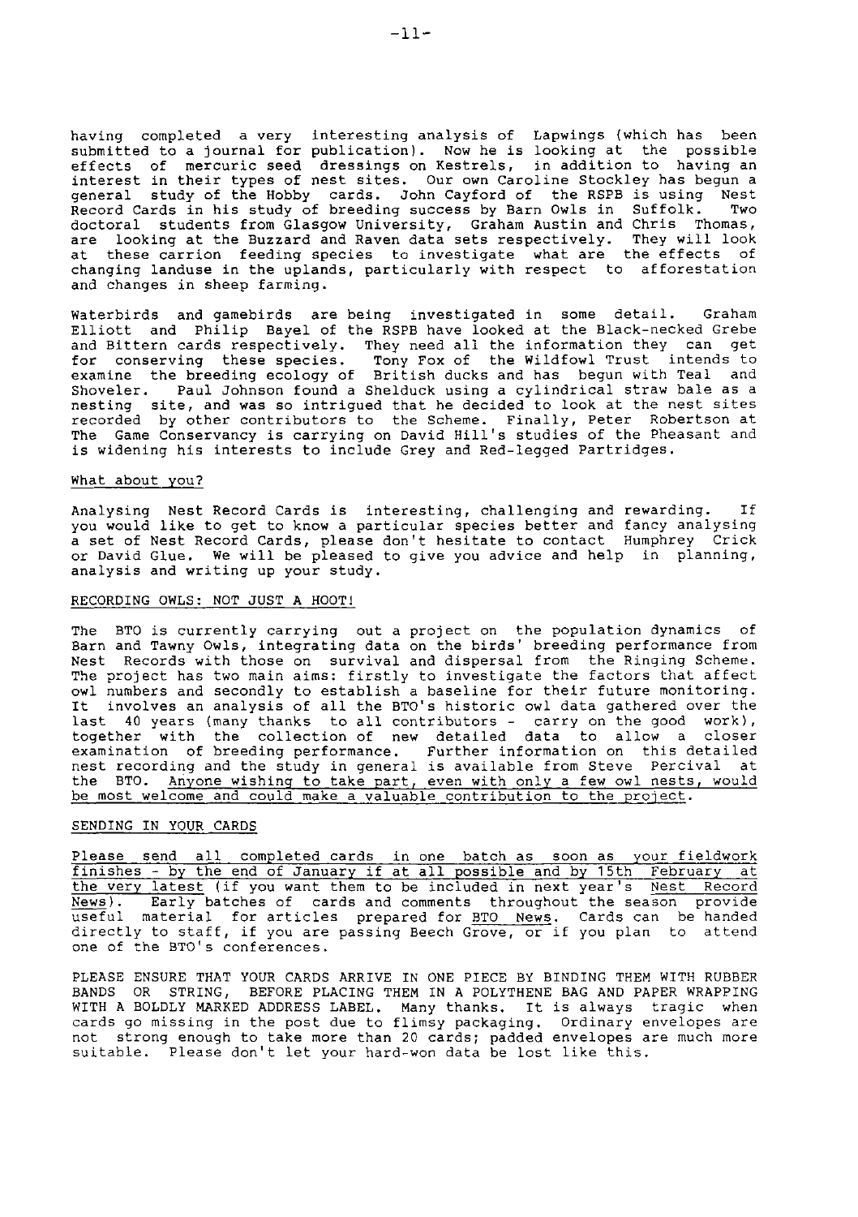having completed a very interesting analysis of Lapwings (which has been submitted to a journal for publication). Now he is looking at the possible effects of mercuric seed dressings on Kestrels, in addition to having an interest in their types of nest sites. Our own Caroline Stockley has begun a general study of the Hobby cards. John Cayford of the RSPB is using Nest Record Cards in his study of breeding success by Barn Owls in Suffolk. Two doctoral students from Glasgow University, Graham Austin and Chris Thomas, are looking at the Buzzard and Raven data sets respectively. They will look at these carrion feeding species to investigate what are the effects of changing landuse in the uplands, particularly with respect to afforestation and changes in sheep farming.

Waterbirds and gamebirds are being investigated in some detail. Graham Elliott and Philip Bayel of the RSPB have looked at the Black-necked Grebe and Bittern cards respectively. They need all the information they can get for conserving these species. Tony Fox of the Wildfowl Trust intends to examine the breeding ecology of British ducks and has begun with Teal and Shoveler. Paul Johnson found a Shelduck using a cylindrical straw bale as a nesting site, and was so intrigued that he decided to look at the nest sites recorded by other contributors to the Scheme. Finally, Peter Robertson at The Game Conservancy is carrying on David Hill's studies of the Pheasant and is widening his interests to include Grey and Red-legged Partridges.

## What about you?

Analysing Nest Record Cards is interesting, challenging and rewarding. If you would like to get to know a particular species better and fancy analysing a set of Nest Record Cards, please don't hesitate to contact Humphrey Crick or David Glue. We will be pleased to give you advice and help in planning, analysis and writing up your study.

## RECORDING OWLS: NOT JUST A HOOT!

The BTO is currently carrying out a project on the population dynamics of Barn and Tawny Owls, integrating data on the birds' breeding performance from Nest Records with those on survival and dispersal from the Ringing Scheme. The project has two main aims: firstly to investigate the factors that affect owl numbers and secondly to establish a baseline for their future monitoring. It involves an analysis of all the BTO's historic owl data gathered over the last 40 years (many thanks to all contributors - carry on the good work), together with the collection of new detailed data to allow a closer examination of breeding performance. Further information on this detailed nest recording and the study in general is available from Steve Percival at the BTO. Anyone wishing to take part, even with only a few owl nests, would be most welcome and could make a valuable contribution to the project.

## SENDING IN YOUR CARDS

Please send all completed cards in one batch as soon as your fieldwork finishes - by the end of January if at all possible and by 15th February at the very latest (if you want them to be included in next year's Nest Record News). Early batches of cards and comments throughout the season provide useful material for articles prepared for BTO News. Cards can be handed directly to staff, if you are passing Beech Grove, or if you plan to attend one of the BTO's conferences.

PLEASE ENSURE THAT YOUR CARDS ARRIVE IN ONE PIECE BY BINDING THEM WITH RUBBER BANDS OR STRING, BEFORE PLACING THEM IN A POLYTHENE BAG AND PAPER WRAPPING WITH A BOLDLY MARKED ADDRESS LABEL. Many thanks. It is always tragic when cards go missing in the post due to flimsy packaging. Ordinary envelopes are not strong enough to take more than 20 cards; padded envelopes are much more suitable. Please don't let your hard-won data be lost like this.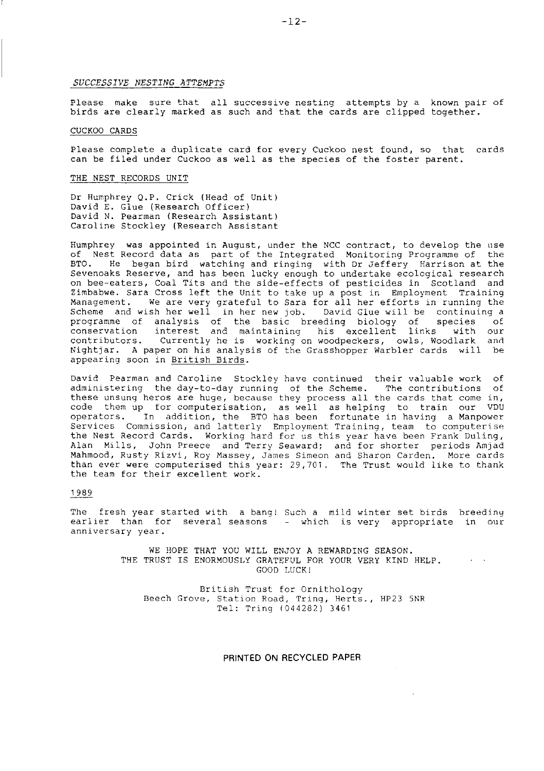## *SUCCESSIVE NESTING ATTEMPTS*

Please make sure that all successive nesting attempts by a known pair of birds are clearly marked as such and that the cards are clipped together.

## CUCKOO CARDS

Please complete a duplicate card for every Cuckoo nest found, so that cards can be filed under Cuckoo as well as the species of the foster parent.

## THE NEST RECORDS UNIT

Dr Humphrey Q.P. Crick (Head of Unit)
David E. Glue (Research Officer)
David N. Pearman (Research Assistant)
Caroline Stockley (Research Assistant

Humphrey was appointed in August, under the NCC contract, to develop the use of Nest Record data as part of the Integrated Monitoring Programme of the BTO. He began bird watching and ringing with Dr Jeffery Harrison at the Sevenoaks Reserve, and has been lucky enough to undertake ecological research on bee-eaters, Coal Tits and the side-effects of pesticides in Scotland and Zimbabwe. Sara Cross left the Unit to take up a post in Employment Training Management. We are very grateful to Sara for all her efforts in running the Scheme and wish her well in her new job. David Glue will be continuing a programme of analysis of the basic breeding biology of species of conservation interest and maintaining his excellent links with our contributors. Currently he is working on woodpeckers, owls, Woodlark and Nightjar. A paper on his analysis of the Grasshopper Warbler cards will be appearing soon in British Birds.

David Pearman and Caroline Stockley have continued their valuable work of administering the day-to-day running of the Scheme. The contributions of these unsung heros are huge, because they process all the cards that come in, code them up for computerisation, as well as helping to train our VDU operators. In addition, the BTO has been fortunate in having a Manpower Services Commission, and latterly Employment Training, team to computerise the Nest Record Cards. Working hard for us this year have been Frank Duling, Alan Mills, John Preece and Terry Seaward; and for shorter periods Amjad Mahmood, Rusty Rizvi, Roy Massey, James Simeon and Sharon Carden. More cards than ever were computerised this year: 29,701. The Trust would like to thank the team for their excellent work.

## 1989

The fresh year started with a bang! Such a mild winter set birds breeding earlier than for several seasons - which is very appropriate in our anniversary year.

WE HOPE THAT YOU WILL ENJOY A REWARDING SEASON.
THE TRUST IS ENORMOUSLY GRATEFUL FOR YOUR VERY KIND HELP.
GOOD LUCK!

British Trust for Ornithology
Beech Grove, Station Road, Tring, Herts., HP23 5NR
Tel: Tring (044282) 3461

PRINTED ON RECYCLED PAPER